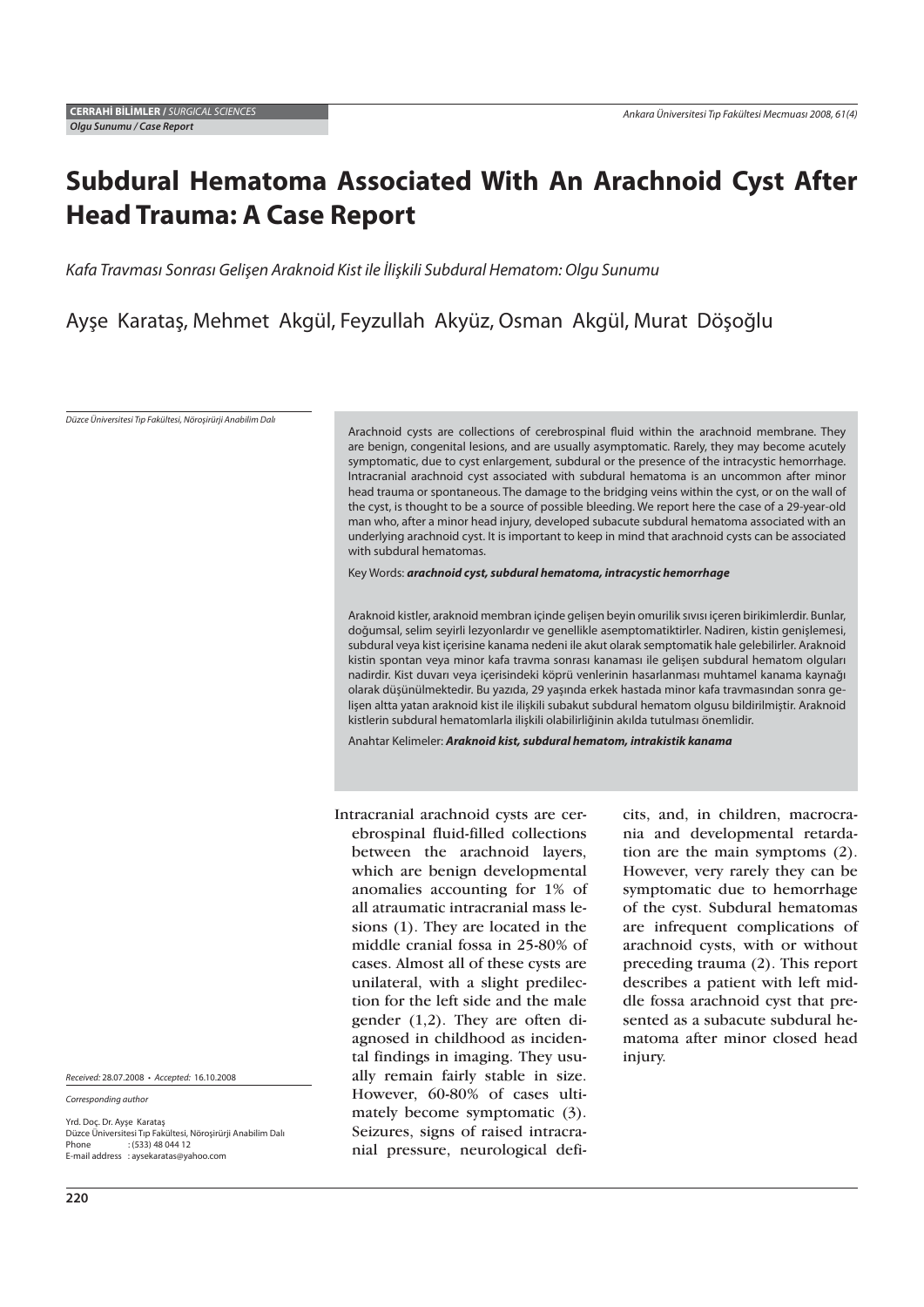**CERRAHİ BİLİMLER** / *SURGICAL SCIENCES*
*Olgu Sunumu / Case Report*

# Subdural Hematoma Associated With An Arachnoid Cyst After Head Trauma: A Case Report

*Kafa Travması Sonrası Gelişen Araknoid Kist ile İlişkili Subdural Hematom: Olgu Sunumu*

Ayşe Karataş, Mehmet Akgül, Feyzullah Akyüz, Osman Akgül, Murat Döşoğlu

*Düzce Üniversitesi Tıp Fakültesi, Nöroşirürji Anabilim Dalı*

Arachnoid cysts are collections of cerebrospinal fluid within the arachnoid membrane. They are benign, congenital lesions, and are usually asymptomatic. Rarely, they may become acutely symptomatic, due to cyst enlargement, subdural or the presence of the intracystic hemorrhage. Intracranial arachnoid cyst associated with subdural hematoma is an uncommon after minor head trauma or spontaneous. The damage to the bridging veins within the cyst, or on the wall of the cyst, is thought to be a source of possible bleeding. We report here the case of a 29-year-old man who, after a minor head injury, developed subacute subdural hematoma associated with an underlying arachnoid cyst. It is important to keep in mind that arachnoid cysts can be associated with subdural hematomas.

Key Words: ***arachnoid cyst, subdural hematoma, intracystic hemorrhage***

Araknoid kistler, araknoid membran içinde gelişen beyin omurilik sıvısı içeren birikimlerdir. Bunlar, doğumsal, selim seyirli lezyonlardır ve genellikle asemptomatiktirler. Nadiren, kistin genişlemesi, subdural veya kist içerisine kanama nedeni ile akut olarak semptomatik hale gelebilirler. Araknoid kistin spontan veya minor kafa travma sonrası kanaması ile gelişen subdural hematom olguları nadirdir. Kist duvarı veya içerisindeki köprü venlerinin hasarlanması muhtemel kanama kaynağı olarak düşünülmektedir. Bu yazıda, 29 yaşında erkek hastada minor kafa travmasından sonra gelişen altta yatan araknoid kist ile ilişkili subakut subdural hematom olgusu bildirilmiştir. Araknoid kistlerin subdural hematomlarla ilişkili olabilirliğinin akılda tutulması önemlidir.

Anahtar Kelimeler: ***Araknoid kist, subdural hematom, intrakistik kanama***

Intracranial arachnoid cysts are cerebrospinal fluid-filled collections between the arachnoid layers, which are benign developmental anomalies accounting for 1% of all atraumatic intracranial mass lesions (1). They are located in the middle cranial fossa in 25-80% of cases. Almost all of these cysts are unilateral, with a slight predilection for the left side and the male gender (1,2). They are often diagnosed in childhood as incidental findings in imaging. They usually remain fairly stable in size. However, 60-80% of cases ultimately become symptomatic (3). Seizures, signs of raised intracranial pressure, neurological deficits, and, in children, macrocrania and developmental retardation are the main symptoms (2). However, very rarely they can be symptomatic due to hemorrhage of the cyst. Subdural hematomas are infrequent complications of arachnoid cysts, with or without preceding trauma (2). This report describes a patient with left middle fossa arachnoid cyst that presented as a subacute subdural hematoma after minor closed head injury.

*Received:* 28.07.2008 • *Accepted:* 16.10.2008

*Corresponding author*

Yrd. Doç. Dr. Ayşe Karataş
Düzce Üniversitesi Tıp Fakültesi, Nöroşirürji Anabilim Dalı
Phone : (533) 48 044 12
E-mail address : aysekaratas@yahoo.com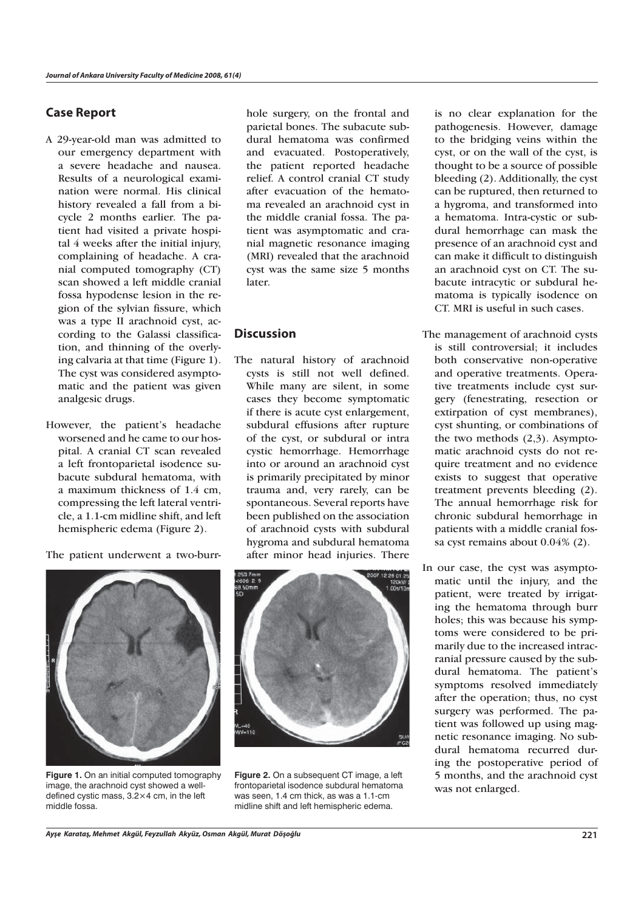## Case Report

A 29-year-old man was admitted to our emergency department with a severe headache and nausea. Results of a neurological examination were normal. His clinical history revealed a fall from a bicycle 2 months earlier. The patient had visited a private hospital 4 weeks after the initial injury, complaining of headache. A cranial computed tomography (CT) scan showed a left middle cranial fossa hypodense lesion in the region of the sylvian fissure, which was a type II arachnoid cyst, according to the Galassi classification, and thinning of the overlying calvaria at that time (Figure 1). The cyst was considered asymptomatic and the patient was given analgesic drugs.

However, the patient's headache worsened and he came to our hospital. A cranial CT scan revealed a left frontoparietal isodence subacute subdural hematoma, with a maximum thickness of 1.4 cm, compressing the left lateral ventricle, a 1.1-cm midline shift, and left hemispheric edema (Figure 2).

The patient underwent a two-burr-hole surgery, on the frontal and parietal bones. The subacute subdural hematoma was confirmed and evacuated. Postoperatively, the patient reported headache relief. A control cranial CT study after evacuation of the hematoma revealed an arachnoid cyst in the middle cranial fossa. The patient was asymptomatic and cranial magnetic resonance imaging (MRI) revealed that the arachnoid cyst was the same size 5 months later.

**Figure 1.** On an initial computed tomography image, the arachnoid cyst showed a well-defined cystic mass, 3.2×4 cm, in the left middle fossa.

**Figure 2.** On a subsequent CT image, a left frontoparietal isodence subdural hematoma was seen, 1.4 cm thick, as was a 1.1-cm midline shift and left hemispheric edema.

## Discussion

The natural history of arachnoid cysts is still not well defined. While many are silent, in some cases they become symptomatic if there is acute cyst enlargement, subdural effusions after rupture of the cyst, or subdural or intra cystic hemorrhage. Hemorrhage into or around an arachnoid cyst is primarily precipitated by minor trauma and, very rarely, can be spontaneous. Several reports have been published on the association of arachnoid cysts with subdural hygroma and subdural hematoma after minor head injuries. There is no clear explanation for the pathogenesis. However, damage to the bridging veins within the cyst, or on the wall of the cyst, is thought to be a source of possible bleeding (2). Additionally, the cyst can be ruptured, then returned to a hygroma, and transformed into a hematoma. Intra-cystic or subdural hemorrhage can mask the presence of an arachnoid cyst and can make it difficult to distinguish an arachnoid cyst on CT. The subacute intracytic or subdural hematoma is typically isodence on CT. MRI is useful in such cases.

The management of arachnoid cysts is still controversial; it includes both conservative non-operative and operative treatments. Operative treatments include cyst surgery (fenestrating, resection or extirpation of cyst membranes), cyst shunting, or combinations of the two methods (2,3). Asymptomatic arachnoid cysts do not require treatment and no evidence exists to suggest that operative treatment prevents bleeding (2). The annual hemorrhage risk for chronic subdural hemorrhage in patients with a middle cranial fossa cyst remains about 0.04% (2).

In our case, the cyst was asymptomatic until the injury, and the patient, were treated by irrigating the hematoma through burr holes; this was because his symptoms were considered to be primarily due to the increased intracranial pressure caused by the subdural hematoma. The patient's symptoms resolved immediately after the operation; thus, no cyst surgery was performed. The patient was followed up using magnetic resonance imaging. No subdural hematoma recurred during the postoperative period of 5 months, and the arachnoid cyst was not enlarged.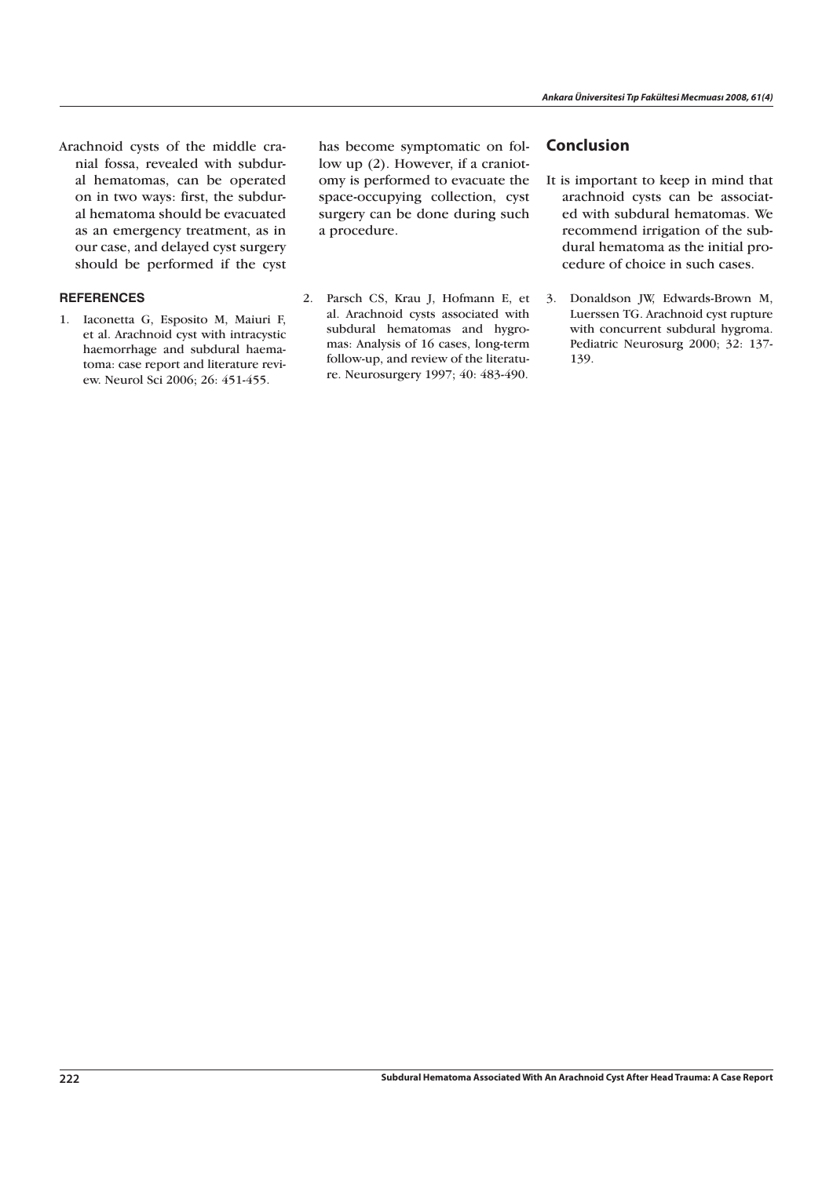Arachnoid cysts of the middle cranial fossa, revealed with subdural hematomas, can be operated on in two ways: first, the subdural hematoma should be evacuated as an emergency treatment, as in our case, and delayed cyst surgery should be performed if the cyst has become symptomatic on follow up (2). However, if a craniotomy is performed to evacuate the space-occupying collection, cyst surgery can be done during such a procedure.

## Conclusion

It is important to keep in mind that arachnoid cysts can be associated with subdural hematomas. We recommend irrigation of the subdural hematoma as the initial procedure of choice in such cases.

### REFERENCES

1. Iaconetta G, Esposito M, Maiuri F, et al. Arachnoid cyst with intracystic haemorrhage and subdural haematoma: case report and literature review. Neurol Sci 2006; 26: 451-455.
2. Parsch CS, Krau J, Hofmann E, et al. Arachnoid cysts associated with subdural hematomas and hygromas: Analysis of 16 cases, long-term follow-up, and review of the literature. Neurosurgery 1997; 40: 483-490.
3. Donaldson JW, Edwards-Brown M, Luerssen TG. Arachnoid cyst rupture with concurrent subdural hygroma. Pediatric Neurosurg 2000; 32: 137-139.